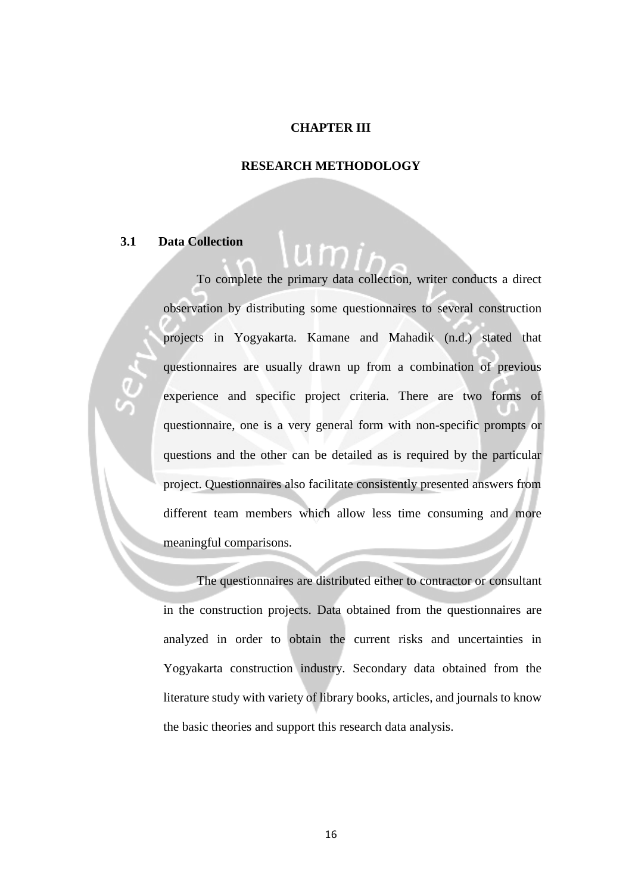# CHAPTER III

# RESEARCH METHODOLOGY

## 3.1 Data Collection

To complete the primary data collection, writer conducts a direct observation by distributing some questionnaires to several construction projects in Yogyakarta. Kamane and Mahadik (n.d.) stated that questionnaires are usually drawn up from a combination of previous experience and specific project criteria. There are two forms of questionnaire, one is a very general form with non-specific prompts or questions and the other can be detailed as is required by the particular project. Questionnaires also facilitate consistently presented answers from different team members which allow less time consuming and more meaningful comparisons.

The questionnaires are distributed either to contractor or consultant in the construction projects. Data obtained from the questionnaires are analyzed in order to obtain the current risks and uncertainties in Yogyakarta construction industry. Secondary data obtained from the literature study with variety of library books, articles, and journals to know the basic theories and support this research data analysis.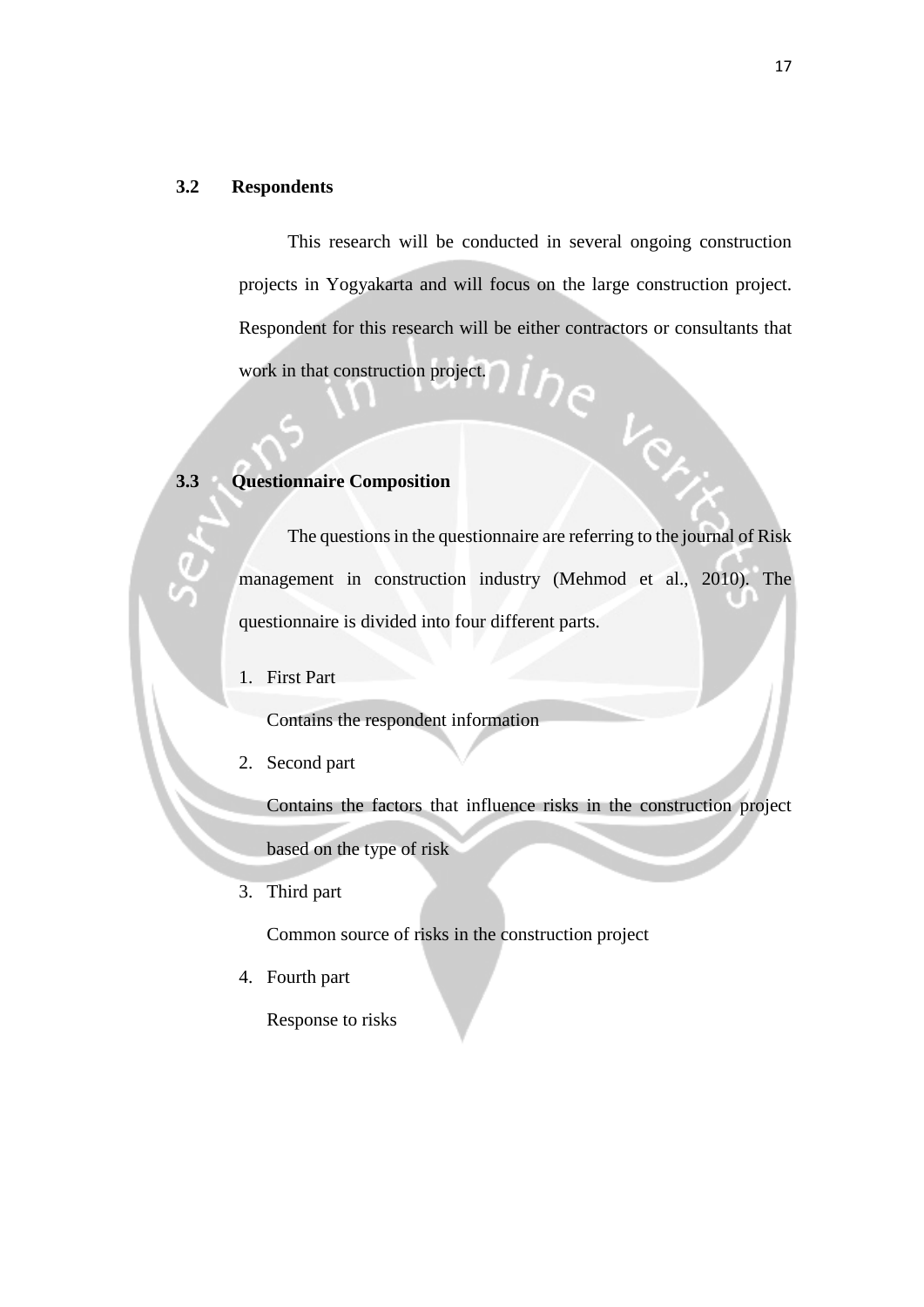## 3.2 Respondents

This research will be conducted in several ongoing construction projects in Yogyakarta and will focus on the large construction project. Respondent for this research will be either contractors or consultants that work in that construction project.

## 3.3 Questionnaire Composition

The questions in the questionnaire are referring to the journal of Risk management in construction industry (Mehmod et al., 2010). The questionnaire is divided into four different parts.

1. First Part

   Contains the respondent information

2. Second part

   Contains the factors that influence risks in the construction project based on the type of risk

3. Third part

   Common source of risks in the construction project

4. Fourth part

   Response to risks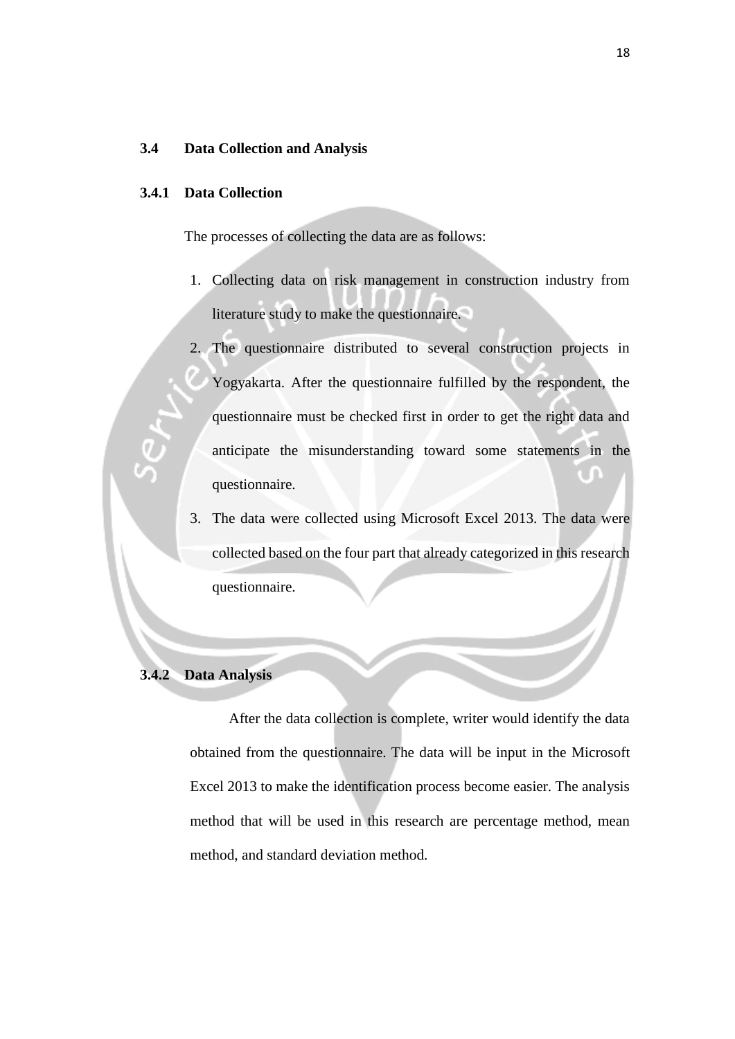## 3.4 Data Collection and Analysis

### 3.4.1 Data Collection

The processes of collecting the data are as follows:

1. Collecting data on risk management in construction industry from literature study to make the questionnaire.
2. The questionnaire distributed to several construction projects in Yogyakarta. After the questionnaire fulfilled by the respondent, the questionnaire must be checked first in order to get the right data and anticipate the misunderstanding toward some statements in the questionnaire.
3. The data were collected using Microsoft Excel 2013. The data were collected based on the four part that already categorized in this research questionnaire.

### 3.4.2 Data Analysis

After the data collection is complete, writer would identify the data obtained from the questionnaire. The data will be input in the Microsoft Excel 2013 to make the identification process become easier. The analysis method that will be used in this research are percentage method, mean method, and standard deviation method.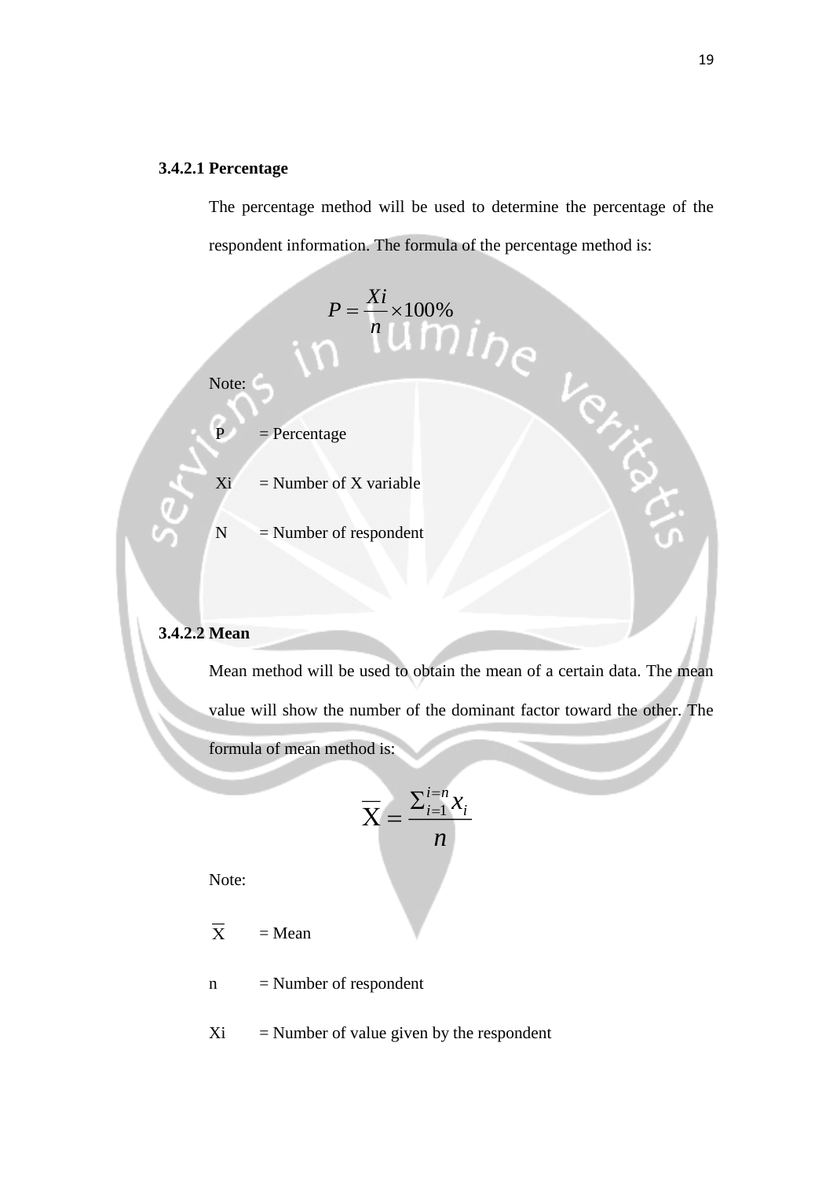#### 3.4.2.1 Percentage

The percentage method will be used to determine the percentage of the respondent information. The formula of the percentage method is:

$$P = \frac{Xi}{n} \times 100\%$$

Note:

P = Percentage

Xi = Number of X variable

N = Number of respondent

#### 3.4.2.2 Mean

Mean method will be used to obtain the mean of a certain data. The mean value will show the number of the dominant factor toward the other. The formula of mean method is:

$$\overline{\mathrm{X}} = \frac{\sum_{i=1}^{i=n} x_i}{n}$$

Note:

$\overline{\mathrm{X}}$ = Mean

n = Number of respondent

Xi = Number of value given by the respondent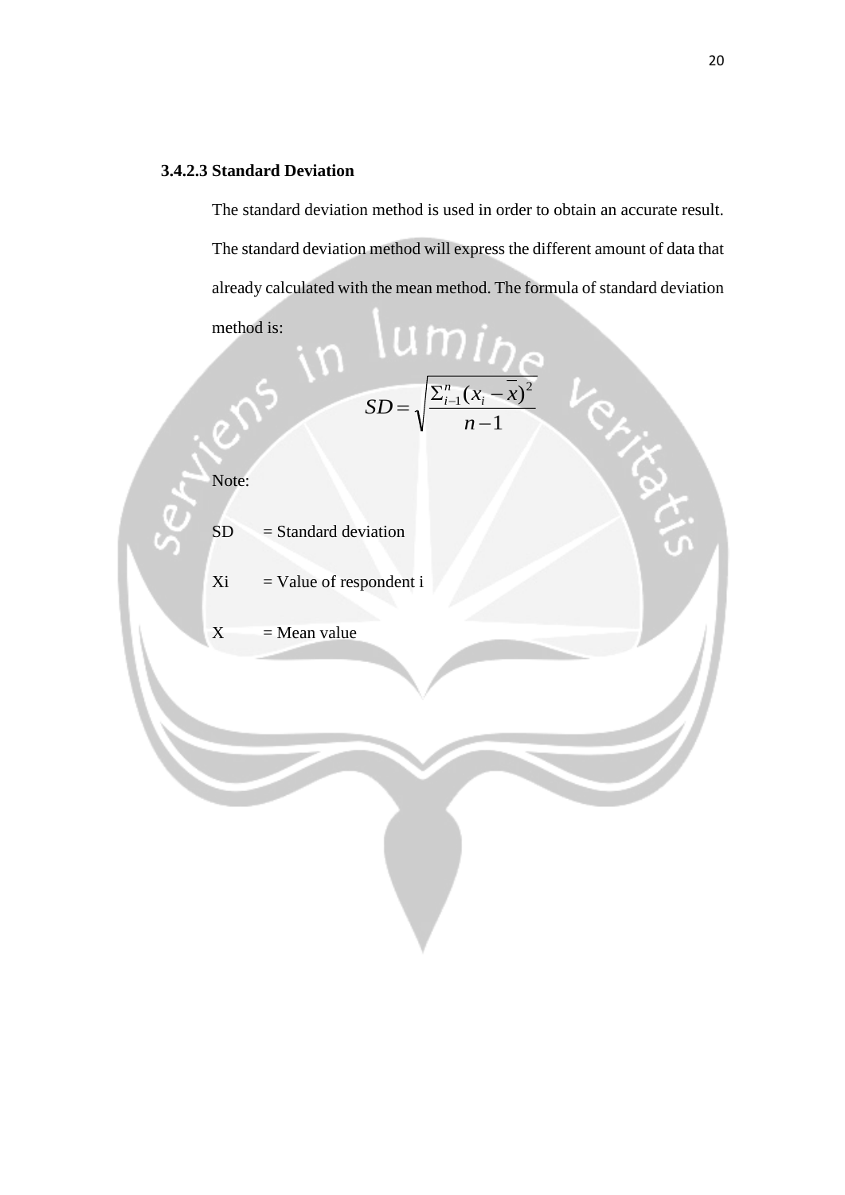### 3.4.2.3 Standard Deviation

The standard deviation method is used in order to obtain an accurate result. The standard deviation method will express the different amount of data that already calculated with the mean method. The formula of standard deviation method is:

$$SD = \sqrt{\frac{\Sigma_{i-1}^{n}(x_i - \overline{x})^2}{n-1}}$$

Note:

SD = Standard deviation

Xi = Value of respondent i

X = Mean value